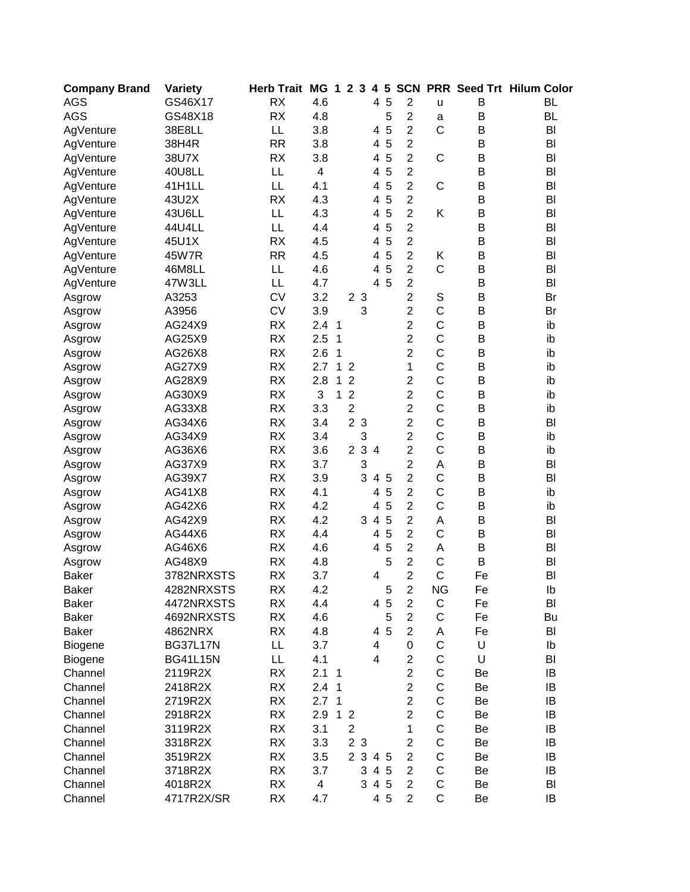| Company Brand | Variety | Herb Trait | MG | 1 | 2 | 3 | 4 | 5 | SCN | PRR | Seed Trt | Hilum Color |
|---|---|---|---|---|---|---|---|---|---|---|---|---|
| AGS | GS46X17 | RX | 4.6 | | | | 4 | 5 | 2 | u | B | BL |
| AGS | GS48X18 | RX | 4.8 | | | | | 5 | 2 | a | B | BL |
| AgVenture | 38E8LL | LL | 3.8 | | | | 4 | 5 | 2 | C | B | Bl |
| AgVenture | 38H4R | RR | 3.8 | | | | 4 | 5 | 2 | | B | Bl |
| AgVenture | 38U7X | RX | 3.8 | | | | 4 | 5 | 2 | C | B | Bl |
| AgVenture | 40U8LL | LL | 4 | | | | 4 | 5 | 2 | | B | Bl |
| AgVenture | 41H1LL | LL | 4.1 | | | | 4 | 5 | 2 | C | B | Bl |
| AgVenture | 43U2X | RX | 4.3 | | | | 4 | 5 | 2 | | B | Bl |
| AgVenture | 43U6LL | LL | 4.3 | | | | 4 | 5 | 2 | K | B | Bl |
| AgVenture | 44U4LL | LL | 4.4 | | | | 4 | 5 | 2 | | B | Bl |
| AgVenture | 45U1X | RX | 4.5 | | | | 4 | 5 | 2 | | B | Bl |
| AgVenture | 45W7R | RR | 4.5 | | | | 4 | 5 | 2 | K | B | Bl |
| AgVenture | 46M8LL | LL | 4.6 | | | | 4 | 5 | 2 | C | B | Bl |
| AgVenture | 47W3LL | LL | 4.7 | | | | 4 | 5 | 2 | | B | Bl |
| Asgrow | A3253 | CV | 3.2 | | 2 | 3 | | | 2 | S | B | Br |
| Asgrow | A3956 | CV | 3.9 | | | 3 | | | 2 | C | B | Br |
| Asgrow | AG24X9 | RX | 2.4 | 1 | | | | | 2 | C | B | ib |
| Asgrow | AG25X9 | RX | 2.5 | 1 | | | | | 2 | C | B | ib |
| Asgrow | AG26X8 | RX | 2.6 | 1 | | | | | 2 | C | B | ib |
| Asgrow | AG27X9 | RX | 2.7 | 1 | 2 | | | | 1 | C | B | ib |
| Asgrow | AG28X9 | RX | 2.8 | 1 | 2 | | | | 2 | C | B | ib |
| Asgrow | AG30X9 | RX | 3 | 1 | 2 | | | | 2 | C | B | ib |
| Asgrow | AG33X8 | RX | 3.3 | | 2 | | | | 2 | C | B | ib |
| Asgrow | AG34X6 | RX | 3.4 | | 2 | 3 | | | 2 | C | B | Bl |
| Asgrow | AG34X9 | RX | 3.4 | | | 3 | | | 2 | C | B | ib |
| Asgrow | AG36X6 | RX | 3.6 | | 2 | 3 | 4 | | 2 | C | B | ib |
| Asgrow | AG37X9 | RX | 3.7 | | | 3 | | | 2 | A | B | Bl |
| Asgrow | AG39X7 | RX | 3.9 | | | 3 | 4 | 5 | 2 | C | B | Bl |
| Asgrow | AG41X8 | RX | 4.1 | | | | 4 | 5 | 2 | C | B | ib |
| Asgrow | AG42X6 | RX | 4.2 | | | | 4 | 5 | 2 | C | B | ib |
| Asgrow | AG42X9 | RX | 4.2 | | | 3 | 4 | 5 | 2 | A | B | Bl |
| Asgrow | AG44X6 | RX | 4.4 | | | | 4 | 5 | 2 | C | B | Bl |
| Asgrow | AG46X6 | RX | 4.6 | | | | 4 | 5 | 2 | A | B | Bl |
| Asgrow | AG48X9 | RX | 4.8 | | | | | 5 | 2 | C | B | Bl |
| Baker | 3782NRXSTS | RX | 3.7 | | | | 4 | | 2 | C | Fe | Bl |
| Baker | 4282NRXSTS | RX | 4.2 | | | | | 5 | 2 | NG | Fe | Ib |
| Baker | 4472NRXSTS | RX | 4.4 | | | | 4 | 5 | 2 | C | Fe | Bl |
| Baker | 4692NRXSTS | RX | 4.6 | | | | | 5 | 2 | C | Fe | Bu |
| Baker | 4862NRX | RX | 4.8 | | | | 4 | 5 | 2 | A | Fe | Bl |
| Biogene | BG37L17N | LL | 3.7 | | | | 4 | | 0 | C | U | Ib |
| Biogene | BG41L15N | LL | 4.1 | | | | 4 | | 2 | C | U | Bl |
| Channel | 2119R2X | RX | 2.1 | 1 | | | | | 2 | C | Be | IB |
| Channel | 2418R2X | RX | 2.4 | 1 | | | | | 2 | C | Be | IB |
| Channel | 2719R2X | RX | 2.7 | 1 | | | | | 2 | C | Be | IB |
| Channel | 2918R2X | RX | 2.9 | 1 | 2 | | | | 2 | C | Be | IB |
| Channel | 3119R2X | RX | 3.1 | | 2 | | | | 1 | C | Be | IB |
| Channel | 3318R2X | RX | 3.3 | | 2 | 3 | | | 2 | C | Be | IB |
| Channel | 3519R2X | RX | 3.5 | | 2 | 3 | 4 | 5 | 2 | C | Be | IB |
| Channel | 3718R2X | RX | 3.7 | | | 3 | 4 | 5 | 2 | C | Be | IB |
| Channel | 4018R2X | RX | 4 | | | 3 | 4 | 5 | 2 | C | Be | Bl |
| Channel | 4717R2X/SR | RX | 4.7 | | | | 4 | 5 | 2 | C | Be | IB |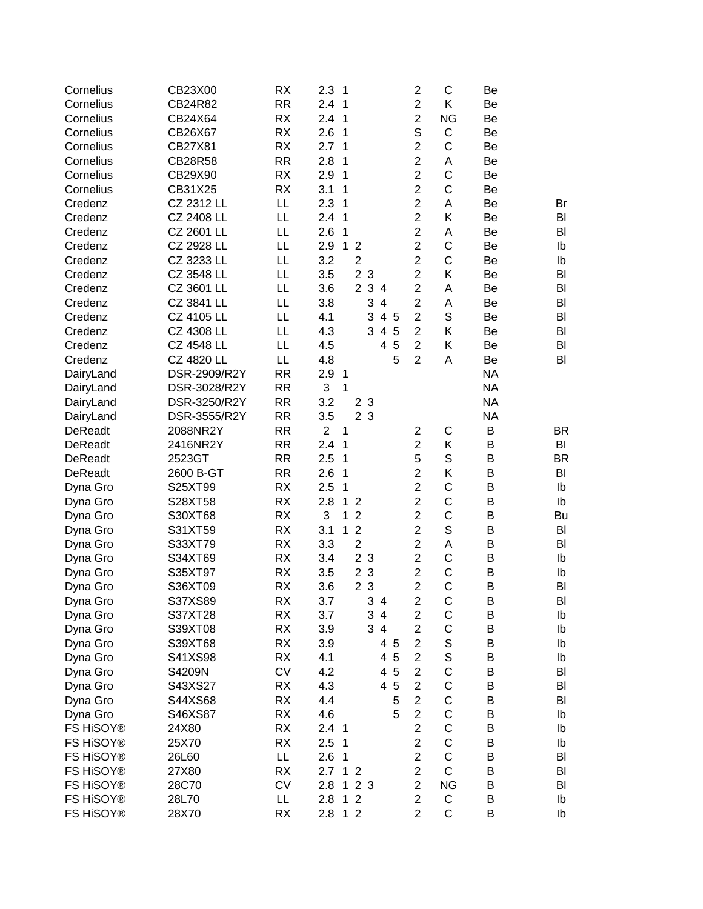| | | | | | | | | | | | | |
|---|---|---|---|---|---|---|---|---|---|---|---|---|
| Cornelius | CB23X00 | RX | 2.3 | 1 | | | | | 2 | C | Be | |
| Cornelius | CB24R82 | RR | 2.4 | 1 | | | | | 2 | K | Be | |
| Cornelius | CB24X64 | RX | 2.4 | 1 | | | | | 2 | NG | Be | |
| Cornelius | CB26X67 | RX | 2.6 | 1 | | | | | S | C | Be | |
| Cornelius | CB27X81 | RX | 2.7 | 1 | | | | | 2 | C | Be | |
| Cornelius | CB28R58 | RR | 2.8 | 1 | | | | | 2 | A | Be | |
| Cornelius | CB29X90 | RX | 2.9 | 1 | | | | | 2 | C | Be | |
| Cornelius | CB31X25 | RX | 3.1 | 1 | | | | | 2 | C | Be | |
| Credenz | CZ 2312 LL | LL | 2.3 | 1 | | | | | 2 | A | Be | Br |
| Credenz | CZ 2408 LL | LL | 2.4 | 1 | | | | | 2 | K | Be | Bl |
| Credenz | CZ 2601 LL | LL | 2.6 | 1 | | | | | 2 | A | Be | Bl |
| Credenz | CZ 2928 LL | LL | 2.9 | 1 | 2 | | | | 2 | C | Be | Ib |
| Credenz | CZ 3233 LL | LL | 3.2 | | 2 | | | | 2 | C | Be | Ib |
| Credenz | CZ 3548 LL | LL | 3.5 | | 2 | 3 | | | 2 | K | Be | Bl |
| Credenz | CZ 3601 LL | LL | 3.6 | | 2 | 3 | 4 | | 2 | A | Be | Bl |
| Credenz | CZ 3841 LL | LL | 3.8 | | | 3 | 4 | | 2 | A | Be | Bl |
| Credenz | CZ 4105 LL | LL | 4.1 | | | 3 | 4 | 5 | 2 | S | Be | Bl |
| Credenz | CZ 4308 LL | LL | 4.3 | | | 3 | 4 | 5 | 2 | K | Be | Bl |
| Credenz | CZ 4548 LL | LL | 4.5 | | | | 4 | 5 | 2 | K | Be | Bl |
| Credenz | CZ 4820 LL | LL | 4.8 | | | | | 5 | 2 | A | Be | Bl |
| DairyLand | DSR-2909/R2Y | RR | 2.9 | 1 | | | | | | | NA | |
| DairyLand | DSR-3028/R2Y | RR | 3 | 1 | | | | | | | NA | |
| DairyLand | DSR-3250/R2Y | RR | 3.2 | | 2 | 3 | | | | | NA | |
| DairyLand | DSR-3555/R2Y | RR | 3.5 | | 2 | 3 | | | | | NA | |
| DeReadt | 2088NR2Y | RR | 2 | 1 | | | | | 2 | C | B | BR |
| DeReadt | 2416NR2Y | RR | 2.4 | 1 | | | | | 2 | K | B | BI |
| DeReadt | 2523GT | RR | 2.5 | 1 | | | | | 5 | S | B | BR |
| DeReadt | 2600 B-GT | RR | 2.6 | 1 | | | | | 2 | K | B | BI |
| Dyna Gro | S25XT99 | RX | 2.5 | 1 | | | | | 2 | C | B | Ib |
| Dyna Gro | S28XT58 | RX | 2.8 | 1 | 2 | | | | 2 | C | B | Ib |
| Dyna Gro | S30XT68 | RX | 3 | 1 | 2 | | | | 2 | C | B | Bu |
| Dyna Gro | S31XT59 | RX | 3.1 | 1 | 2 | | | | 2 | S | B | Bl |
| Dyna Gro | S33XT79 | RX | 3.3 | | 2 | | | | 2 | A | B | Bl |
| Dyna Gro | S34XT69 | RX | 3.4 | | 2 | 3 | | | 2 | C | B | Ib |
| Dyna Gro | S35XT97 | RX | 3.5 | | 2 | 3 | | | 2 | C | B | Ib |
| Dyna Gro | S36XT09 | RX | 3.6 | | 2 | 3 | | | 2 | C | B | Bl |
| Dyna Gro | S37XS89 | RX | 3.7 | | | 3 | 4 | | 2 | C | B | Bl |
| Dyna Gro | S37XT28 | RX | 3.7 | | | 3 | 4 | | 2 | C | B | Ib |
| Dyna Gro | S39XT08 | RX | 3.9 | | | 3 | 4 | | 2 | C | B | Ib |
| Dyna Gro | S39XT68 | RX | 3.9 | | | | 4 | 5 | 2 | S | B | Ib |
| Dyna Gro | S41XS98 | RX | 4.1 | | | | 4 | 5 | 2 | S | B | Ib |
| Dyna Gro | S4209N | CV | 4.2 | | | | 4 | 5 | 2 | C | B | Bl |
| Dyna Gro | S43XS27 | RX | 4.3 | | | | 4 | 5 | 2 | C | B | Bl |
| Dyna Gro | S44XS68 | RX | 4.4 | | | | | 5 | 2 | C | B | Bl |
| Dyna Gro | S46XS87 | RX | 4.6 | | | | | 5 | 2 | C | B | Ib |
| FS HiSOY® | 24X80 | RX | 2.4 | 1 | | | | | 2 | C | B | Ib |
| FS HiSOY® | 25X70 | RX | 2.5 | 1 | | | | | 2 | C | B | Ib |
| FS HiSOY® | 26L60 | LL | 2.6 | 1 | | | | | 2 | C | B | Bl |
| FS HiSOY® | 27X80 | RX | 2.7 | 1 | 2 | | | | 2 | C | B | Bl |
| FS HiSOY® | 28C70 | CV | 2.8 | 1 | 2 | 3 | | | 2 | NG | B | Bl |
| FS HiSOY® | 28L70 | LL | 2.8 | 1 | 2 | | | | 2 | C | B | Ib |
| FS HiSOY® | 28X70 | RX | 2.8 | 1 | 2 | | | | 2 | C | B | Ib |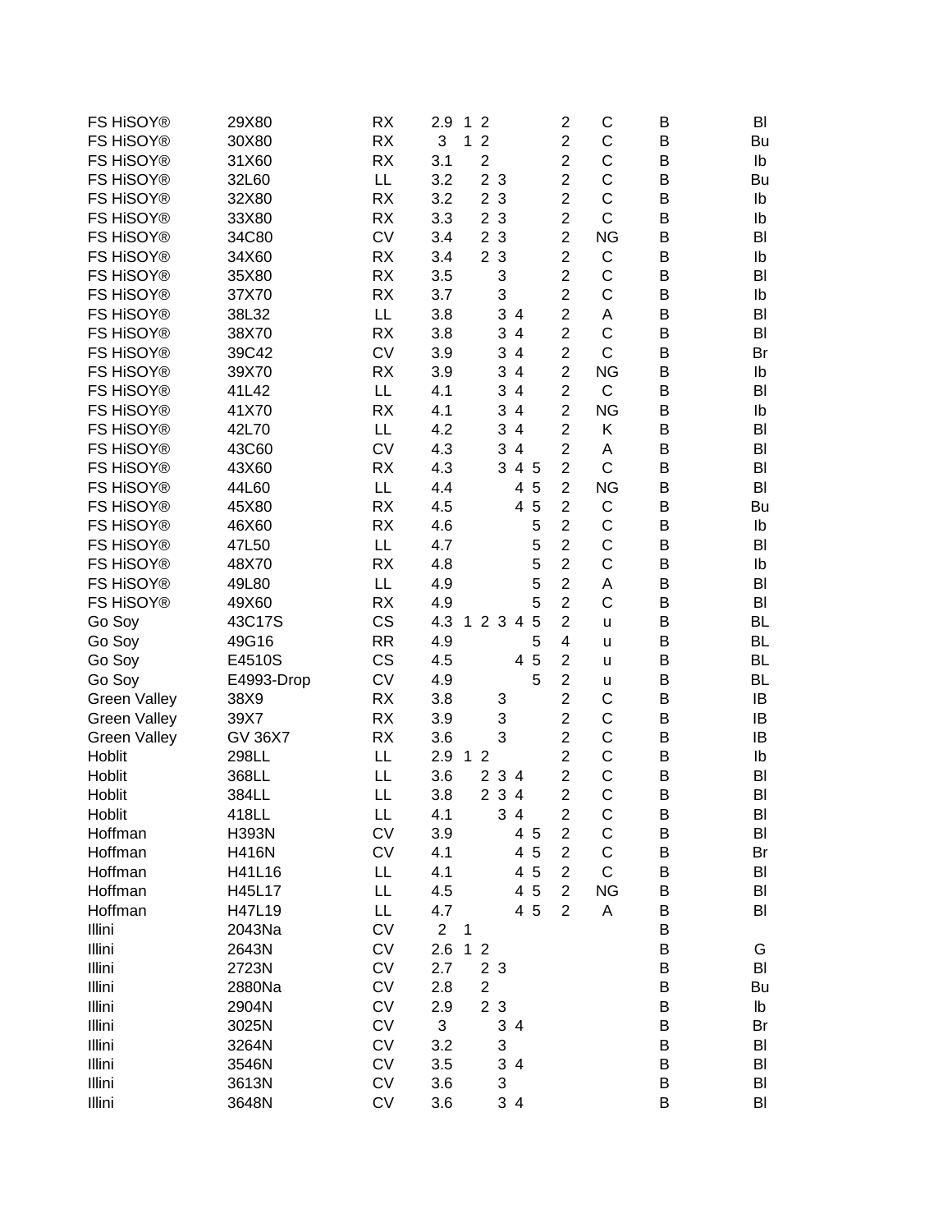| | | | | | | | | | | | | | |
|---|---|---|---|---|---|---|---|---|---|---|---|---|---|
| FS HiSOY® | 29X80 | RX | 2.9 | 1 | 2 | | | | 2 | C | B | Bl |
| FS HiSOY® | 30X80 | RX | 3 | 1 | 2 | | | | 2 | C | B | Bu |
| FS HiSOY® | 31X60 | RX | 3.1 | | 2 | | | | 2 | C | B | Ib |
| FS HiSOY® | 32L60 | LL | 3.2 | | 2 | 3 | | | 2 | C | B | Bu |
| FS HiSOY® | 32X80 | RX | 3.2 | | 2 | 3 | | | 2 | C | B | Ib |
| FS HiSOY® | 33X80 | RX | 3.3 | | 2 | 3 | | | 2 | C | B | Ib |
| FS HiSOY® | 34C80 | CV | 3.4 | | 2 | 3 | | | 2 | NG | B | Bl |
| FS HiSOY® | 34X60 | RX | 3.4 | | 2 | 3 | | | 2 | C | B | Ib |
| FS HiSOY® | 35X80 | RX | 3.5 | | | 3 | | | 2 | C | B | Bl |
| FS HiSOY® | 37X70 | RX | 3.7 | | | 3 | | | 2 | C | B | Ib |
| FS HiSOY® | 38L32 | LL | 3.8 | | | 3 | 4 | | 2 | A | B | Bl |
| FS HiSOY® | 38X70 | RX | 3.8 | | | 3 | 4 | | 2 | C | B | Bl |
| FS HiSOY® | 39C42 | CV | 3.9 | | | 3 | 4 | | 2 | C | B | Br |
| FS HiSOY® | 39X70 | RX | 3.9 | | | 3 | 4 | | 2 | NG | B | Ib |
| FS HiSOY® | 41L42 | LL | 4.1 | | | 3 | 4 | | 2 | C | B | Bl |
| FS HiSOY® | 41X70 | RX | 4.1 | | | 3 | 4 | | 2 | NG | B | Ib |
| FS HiSOY® | 42L70 | LL | 4.2 | | | 3 | 4 | | 2 | K | B | Bl |
| FS HiSOY® | 43C60 | CV | 4.3 | | | 3 | 4 | | 2 | A | B | Bl |
| FS HiSOY® | 43X60 | RX | 4.3 | | | 3 | 4 | 5 | 2 | C | B | Bl |
| FS HiSOY® | 44L60 | LL | 4.4 | | | | 4 | 5 | 2 | NG | B | Bl |
| FS HiSOY® | 45X80 | RX | 4.5 | | | | 4 | 5 | 2 | C | B | Bu |
| FS HiSOY® | 46X60 | RX | 4.6 | | | | | 5 | 2 | C | B | Ib |
| FS HiSOY® | 47L50 | LL | 4.7 | | | | | 5 | 2 | C | B | Bl |
| FS HiSOY® | 48X70 | RX | 4.8 | | | | | 5 | 2 | C | B | Ib |
| FS HiSOY® | 49L80 | LL | 4.9 | | | | | 5 | 2 | A | B | Bl |
| FS HiSOY® | 49X60 | RX | 4.9 | | | | | 5 | 2 | C | B | Bl |
| Go Soy | 43C17S | CS | 4.3 | 1 | 2 | 3 | 4 | 5 | 2 | u | B | BL |
| Go Soy | 49G16 | RR | 4.9 | | | | | 5 | 4 | u | B | BL |
| Go Soy | E4510S | CS | 4.5 | | | | 4 | 5 | 2 | u | B | BL |
| Go Soy | E4993-Drop | CV | 4.9 | | | | | 5 | 2 | u | B | BL |
| Green Valley | 38X9 | RX | 3.8 | | | 3 | | | 2 | C | B | IB |
| Green Valley | 39X7 | RX | 3.9 | | | 3 | | | 2 | C | B | IB |
| Green Valley | GV 36X7 | RX | 3.6 | | | 3 | | | 2 | C | B | IB |
| Hoblit | 298LL | LL | 2.9 | 1 | 2 | | | | 2 | C | B | Ib |
| Hoblit | 368LL | LL | 3.6 | | 2 | 3 | 4 | | 2 | C | B | Bl |
| Hoblit | 384LL | LL | 3.8 | | 2 | 3 | 4 | | 2 | C | B | Bl |
| Hoblit | 418LL | LL | 4.1 | | | 3 | 4 | | 2 | C | B | Bl |
| Hoffman | H393N | CV | 3.9 | | | | 4 | 5 | 2 | C | B | Bl |
| Hoffman | H416N | CV | 4.1 | | | | 4 | 5 | 2 | C | B | Br |
| Hoffman | H41L16 | LL | 4.1 | | | | 4 | 5 | 2 | C | B | Bl |
| Hoffman | H45L17 | LL | 4.5 | | | | 4 | 5 | 2 | NG | B | Bl |
| Hoffman | H47L19 | LL | 4.7 | | | | 4 | 5 | 2 | A | B | Bl |
| Illini | 2043Na | CV | 2 | 1 | | | | | | | B | |
| Illini | 2643N | CV | 2.6 | 1 | 2 | | | | | | B | G |
| Illini | 2723N | CV | 2.7 | | 2 | 3 | | | | | B | Bl |
| Illini | 2880Na | CV | 2.8 | | 2 | | | | | | B | Bu |
| Illini | 2904N | CV | 2.9 | | 2 | 3 | | | | | B | Ib |
| Illini | 3025N | CV | 3 | | | 3 | 4 | | | | B | Br |
| Illini | 3264N | CV | 3.2 | | | 3 | | | | | B | Bl |
| Illini | 3546N | CV | 3.5 | | | 3 | 4 | | | | B | Bl |
| Illini | 3613N | CV | 3.6 | | | 3 | | | | | B | Bl |
| Illini | 3648N | CV | 3.6 | | | 3 | 4 | | | | B | Bl |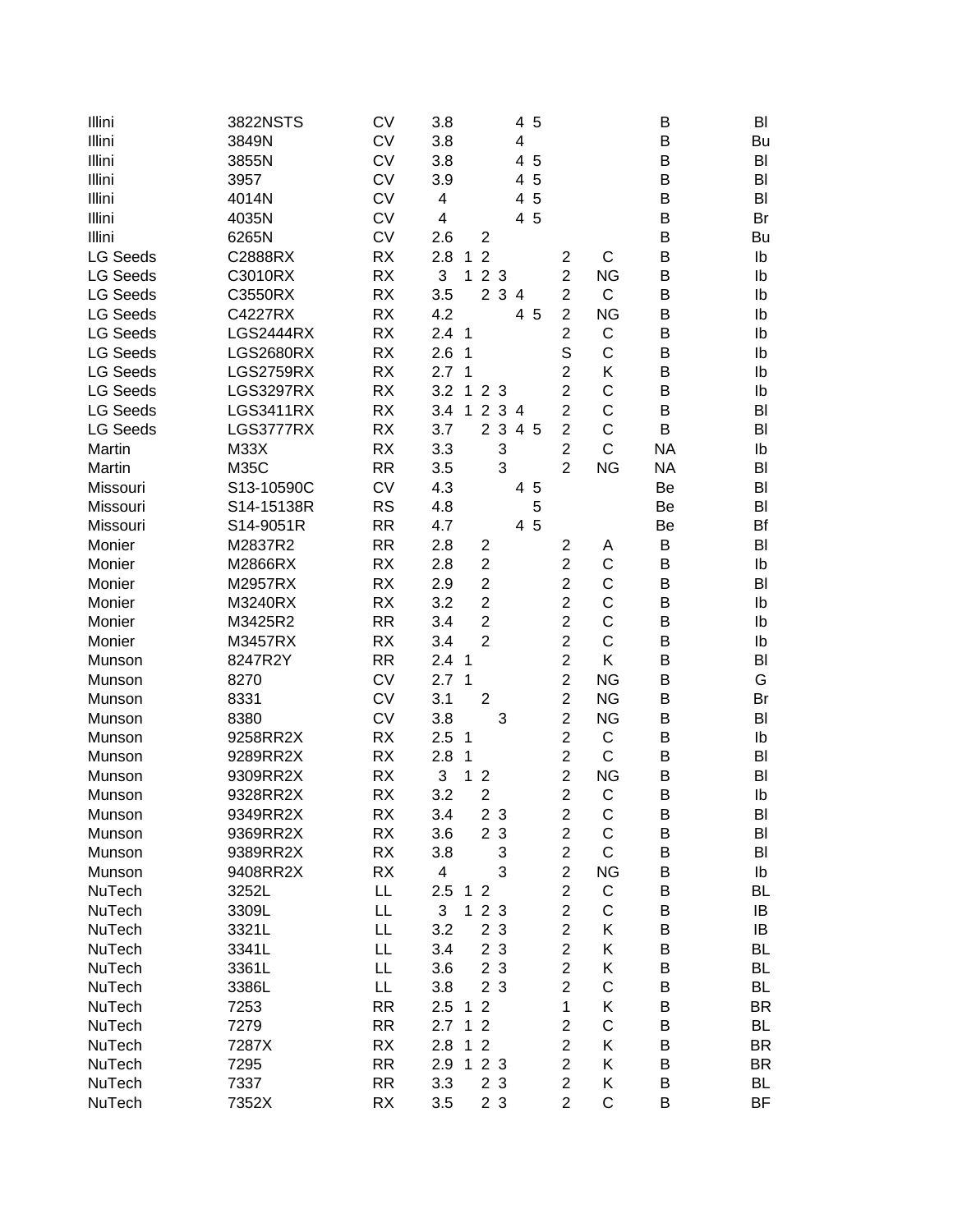| | | | | | | | | | | | | |
|---|---|---|---|---|---|---|---|---|---|---|---|---|
| Illini | 3822NSTS | CV | 3.8 | | | | 4 | 5 | | | B | Bl |
| Illini | 3849N | CV | 3.8 | | | | 4 | | | | B | Bu |
| Illini | 3855N | CV | 3.8 | | | | 4 | 5 | | | B | Bl |
| Illini | 3957 | CV | 3.9 | | | | 4 | 5 | | | B | Bl |
| Illini | 4014N | CV | 4 | | | | 4 | 5 | | | B | Bl |
| Illini | 4035N | CV | 4 | | | | 4 | 5 | | | B | Br |
| Illini | 6265N | CV | 2.6 | | 2 | | | | | | B | Bu |
| LG Seeds | C2888RX | RX | 2.8 | 1 | 2 | | | | 2 | C | B | Ib |
| LG Seeds | C3010RX | RX | 3 | 1 | 2 | 3 | | | 2 | NG | B | Ib |
| LG Seeds | C3550RX | RX | 3.5 | | 2 | 3 | 4 | | 2 | C | B | Ib |
| LG Seeds | C4227RX | RX | 4.2 | | | | 4 | 5 | 2 | NG | B | Ib |
| LG Seeds | LGS2444RX | RX | 2.4 | 1 | | | | | 2 | C | B | Ib |
| LG Seeds | LGS2680RX | RX | 2.6 | 1 | | | | | S | C | B | Ib |
| LG Seeds | LGS2759RX | RX | 2.7 | 1 | | | | | 2 | K | B | Ib |
| LG Seeds | LGS3297RX | RX | 3.2 | 1 | 2 | 3 | | | 2 | C | B | Ib |
| LG Seeds | LGS3411RX | RX | 3.4 | 1 | 2 | 3 | 4 | | 2 | C | B | Bl |
| LG Seeds | LGS3777RX | RX | 3.7 | | 2 | 3 | 4 | 5 | 2 | C | B | Bl |
| Martin | M33X | RX | 3.3 | | | 3 | | | 2 | C | NA | Ib |
| Martin | M35C | RR | 3.5 | | | 3 | | | 2 | NG | NA | Bl |
| Missouri | S13-10590C | CV | 4.3 | | | | 4 | 5 | | | Be | Bl |
| Missouri | S14-15138R | RS | 4.8 | | | | | 5 | | | Be | Bl |
| Missouri | S14-9051R | RR | 4.7 | | | | 4 | 5 | | | Be | Bf |
| Monier | M2837R2 | RR | 2.8 | | 2 | | | | 2 | A | B | Bl |
| Monier | M2866RX | RX | 2.8 | | 2 | | | | 2 | C | B | Ib |
| Monier | M2957RX | RX | 2.9 | | 2 | | | | 2 | C | B | Bl |
| Monier | M3240RX | RX | 3.2 | | 2 | | | | 2 | C | B | Ib |
| Monier | M3425R2 | RR | 3.4 | | 2 | | | | 2 | C | B | Ib |
| Monier | M3457RX | RX | 3.4 | | 2 | | | | 2 | C | B | Ib |
| Munson | 8247R2Y | RR | 2.4 | 1 | | | | | 2 | K | B | Bl |
| Munson | 8270 | CV | 2.7 | 1 | | | | | 2 | NG | B | G |
| Munson | 8331 | CV | 3.1 | | 2 | | | | 2 | NG | B | Br |
| Munson | 8380 | CV | 3.8 | | | 3 | | | 2 | NG | B | Bl |
| Munson | 9258RR2X | RX | 2.5 | 1 | | | | | 2 | C | B | Ib |
| Munson | 9289RR2X | RX | 2.8 | 1 | | | | | 2 | C | B | Bl |
| Munson | 9309RR2X | RX | 3 | 1 | 2 | | | | 2 | NG | B | Bl |
| Munson | 9328RR2X | RX | 3.2 | | 2 | | | | 2 | C | B | Ib |
| Munson | 9349RR2X | RX | 3.4 | | 2 | 3 | | | 2 | C | B | Bl |
| Munson | 9369RR2X | RX | 3.6 | | 2 | 3 | | | 2 | C | B | Bl |
| Munson | 9389RR2X | RX | 3.8 | | | 3 | | | 2 | C | B | Bl |
| Munson | 9408RR2X | RX | 4 | | | 3 | | | 2 | NG | B | Ib |
| NuTech | 3252L | LL | 2.5 | 1 | 2 | | | | 2 | C | B | BL |
| NuTech | 3309L | LL | 3 | 1 | 2 | 3 | | | 2 | C | B | IB |
| NuTech | 3321L | LL | 3.2 | | 2 | 3 | | | 2 | K | B | IB |
| NuTech | 3341L | LL | 3.4 | | 2 | 3 | | | 2 | K | B | BL |
| NuTech | 3361L | LL | 3.6 | | 2 | 3 | | | 2 | K | B | BL |
| NuTech | 3386L | LL | 3.8 | | 2 | 3 | | | 2 | C | B | BL |
| NuTech | 7253 | RR | 2.5 | 1 | 2 | | | | 1 | K | B | BR |
| NuTech | 7279 | RR | 2.7 | 1 | 2 | | | | 2 | C | B | BL |
| NuTech | 7287X | RX | 2.8 | 1 | 2 | | | | 2 | K | B | BR |
| NuTech | 7295 | RR | 2.9 | 1 | 2 | 3 | | | 2 | K | B | BR |
| NuTech | 7337 | RR | 3.3 | | 2 | 3 | | | 2 | K | B | BL |
| NuTech | 7352X | RX | 3.5 | | 2 | 3 | | | 2 | C | B | BF |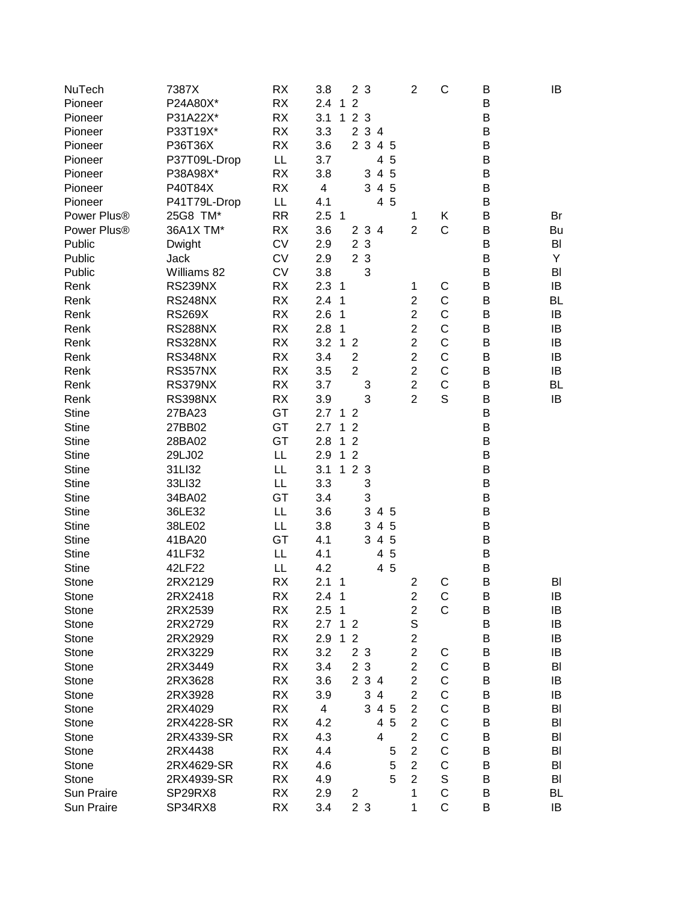| | | | | | | | | | | | | |
|---|---|---|---|---|---|---|---|---|---|---|---|---|
| NuTech | 7387X | RX | 3.8 | | 2 | 3 | | | 2 | C | B | IB |
| Pioneer | P24A80X* | RX | 2.4 | 1 | 2 | | | | | | B | |
| Pioneer | P31A22X* | RX | 3.1 | 1 | 2 | 3 | | | | | B | |
| Pioneer | P33T19X* | RX | 3.3 | | 2 | 3 | 4 | | | | B | |
| Pioneer | P36T36X | RX | 3.6 | | 2 | 3 | 4 | 5 | | | B | |
| Pioneer | P37T09L-Drop | LL | 3.7 | | | | 4 | 5 | | | B | |
| Pioneer | P38A98X* | RX | 3.8 | | | 3 | 4 | 5 | | | B | |
| Pioneer | P40T84X | RX | 4 | | | 3 | 4 | 5 | | | B | |
| Pioneer | P41T79L-Drop | LL | 4.1 | | | | 4 | 5 | | | B | |
| Power Plus® | 25G8 TM* | RR | 2.5 | 1 | | | | | 1 | K | B | Br |
| Power Plus® | 36A1X TM* | RX | 3.6 | | 2 | 3 | 4 | | 2 | C | B | Bu |
| Public | Dwight | CV | 2.9 | | 2 | 3 | | | | | B | Bl |
| Public | Jack | CV | 2.9 | | 2 | 3 | | | | | B | Y |
| Public | Williams 82 | CV | 3.8 | | | 3 | | | | | B | Bl |
| Renk | RS239NX | RX | 2.3 | 1 | | | | | 1 | C | B | IB |
| Renk | RS248NX | RX | 2.4 | 1 | | | | | 2 | C | B | BL |
| Renk | RS269X | RX | 2.6 | 1 | | | | | 2 | C | B | IB |
| Renk | RS288NX | RX | 2.8 | 1 | | | | | 2 | C | B | IB |
| Renk | RS328NX | RX | 3.2 | 1 | 2 | | | | 2 | C | B | IB |
| Renk | RS348NX | RX | 3.4 | | 2 | | | | 2 | C | B | IB |
| Renk | RS357NX | RX | 3.5 | | 2 | | | | 2 | C | B | IB |
| Renk | RS379NX | RX | 3.7 | | | 3 | | | 2 | C | B | BL |
| Renk | RS398NX | RX | 3.9 | | | 3 | | | 2 | S | B | IB |
| Stine | 27BA23 | GT | 2.7 | 1 | 2 | | | | | | B | |
| Stine | 27BB02 | GT | 2.7 | 1 | 2 | | | | | | B | |
| Stine | 28BA02 | GT | 2.8 | 1 | 2 | | | | | | B | |
| Stine | 29LJ02 | LL | 2.9 | 1 | 2 | | | | | | B | |
| Stine | 31LI32 | LL | 3.1 | 1 | 2 | 3 | | | | | B | |
| Stine | 33LI32 | LL | 3.3 | | | 3 | | | | | B | |
| Stine | 34BA02 | GT | 3.4 | | | 3 | | | | | B | |
| Stine | 36LE32 | LL | 3.6 | | | 3 | 4 | 5 | | | B | |
| Stine | 38LE02 | LL | 3.8 | | | 3 | 4 | 5 | | | B | |
| Stine | 41BA20 | GT | 4.1 | | | 3 | 4 | 5 | | | B | |
| Stine | 41LF32 | LL | 4.1 | | | | 4 | 5 | | | B | |
| Stine | 42LF22 | LL | 4.2 | | | | 4 | 5 | | | B | |
| Stone | 2RX2129 | RX | 2.1 | 1 | | | | | 2 | C | B | Bl |
| Stone | 2RX2418 | RX | 2.4 | 1 | | | | | 2 | C | B | IB |
| Stone | 2RX2539 | RX | 2.5 | 1 | | | | | 2 | C | B | IB |
| Stone | 2RX2729 | RX | 2.7 | 1 | 2 | | | | S | | B | IB |
| Stone | 2RX2929 | RX | 2.9 | 1 | 2 | | | | 2 | | B | IB |
| Stone | 2RX3229 | RX | 3.2 | | 2 | 3 | | | 2 | C | B | IB |
| Stone | 2RX3449 | RX | 3.4 | | 2 | 3 | | | 2 | C | B | Bl |
| Stone | 2RX3628 | RX | 3.6 | | 2 | 3 | 4 | | 2 | C | B | IB |
| Stone | 2RX3928 | RX | 3.9 | | | 3 | 4 | | 2 | C | B | IB |
| Stone | 2RX4029 | RX | 4 | | | 3 | 4 | 5 | 2 | C | B | Bl |
| Stone | 2RX4228-SR | RX | 4.2 | | | | 4 | 5 | 2 | C | B | Bl |
| Stone | 2RX4339-SR | RX | 4.3 | | | | 4 | | 2 | C | B | Bl |
| Stone | 2RX4438 | RX | 4.4 | | | | | 5 | 2 | C | B | Bl |
| Stone | 2RX4629-SR | RX | 4.6 | | | | | 5 | 2 | C | B | Bl |
| Stone | 2RX4939-SR | RX | 4.9 | | | | | 5 | 2 | S | B | Bl |
| Sun Praire | SP29RX8 | RX | 2.9 | | 2 | | | | 1 | C | B | BL |
| Sun Praire | SP34RX8 | RX | 3.4 | | 2 | 3 | | | 1 | C | B | IB |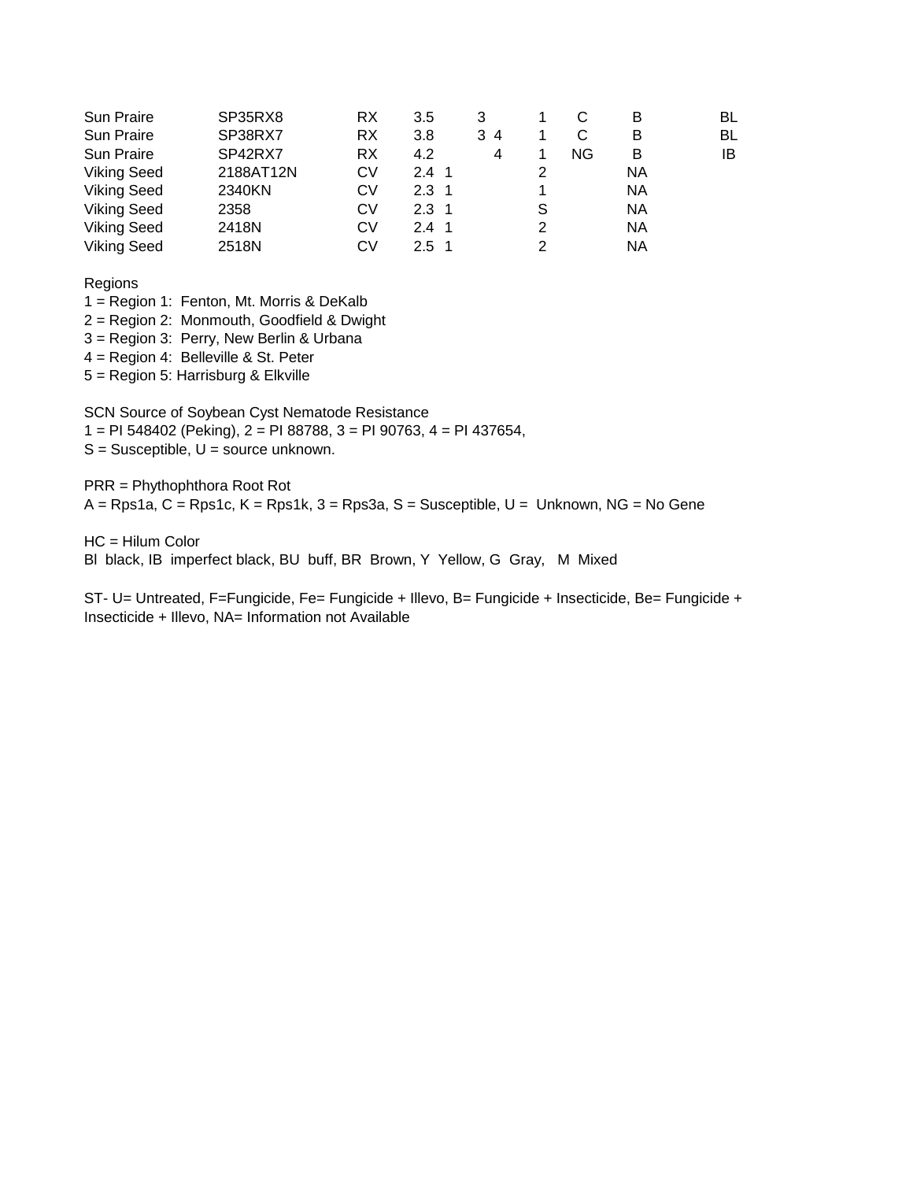| | | | | | | | | | | | | |
|---|---|---|---|---|---|---|---|---|---|---|---|---|
| Sun Praire | SP35RX8 | RX | 3.5 | | | 3 | | | 1 | C | B | BL |
| Sun Praire | SP38RX7 | RX | 3.8 | | | 3 | 4 | | 1 | C | B | BL |
| Sun Praire | SP42RX7 | RX | 4.2 | | | | 4 | | 1 | NG | B | IB |
| Viking Seed | 2188AT12N | CV | 2.4 | 1 | | | | | 2 | | NA | |
| Viking Seed | 2340KN | CV | 2.3 | 1 | | | | | 1 | | NA | |
| Viking Seed | 2358 | CV | 2.3 | 1 | | | | | S | | NA | |
| Viking Seed | 2418N | CV | 2.4 | 1 | | | | | 2 | | NA | |
| Viking Seed | 2518N | CV | 2.5 | 1 | | | | | 2 | | NA | |

Regions
1 = Region 1: Fenton, Mt. Morris & DeKalb
2 = Region 2: Monmouth, Goodfield & Dwight
3 = Region 3: Perry, New Berlin & Urbana
4 = Region 4: Belleville & St. Peter
5 = Region 5: Harrisburg & Elkville

SCN Source of Soybean Cyst Nematode Resistance
1 = PI 548402 (Peking), 2 = PI 88788, 3 = PI 90763, 4 = PI 437654,
S = Susceptible, U = source unknown.

PRR = Phythophthora Root Rot
A = Rps1a, C = Rps1c, K = Rps1k, 3 = Rps3a, S = Susceptible, U = Unknown, NG = No Gene

HC = Hilum Color
Bl black, IB imperfect black, BU buff, BR Brown, Y Yellow, G Gray, M Mixed

ST- U= Untreated, F=Fungicide, Fe= Fungicide + Illevo, B= Fungicide + Insecticide, Be= Fungicide + Insecticide + Illevo, NA= Information not Available